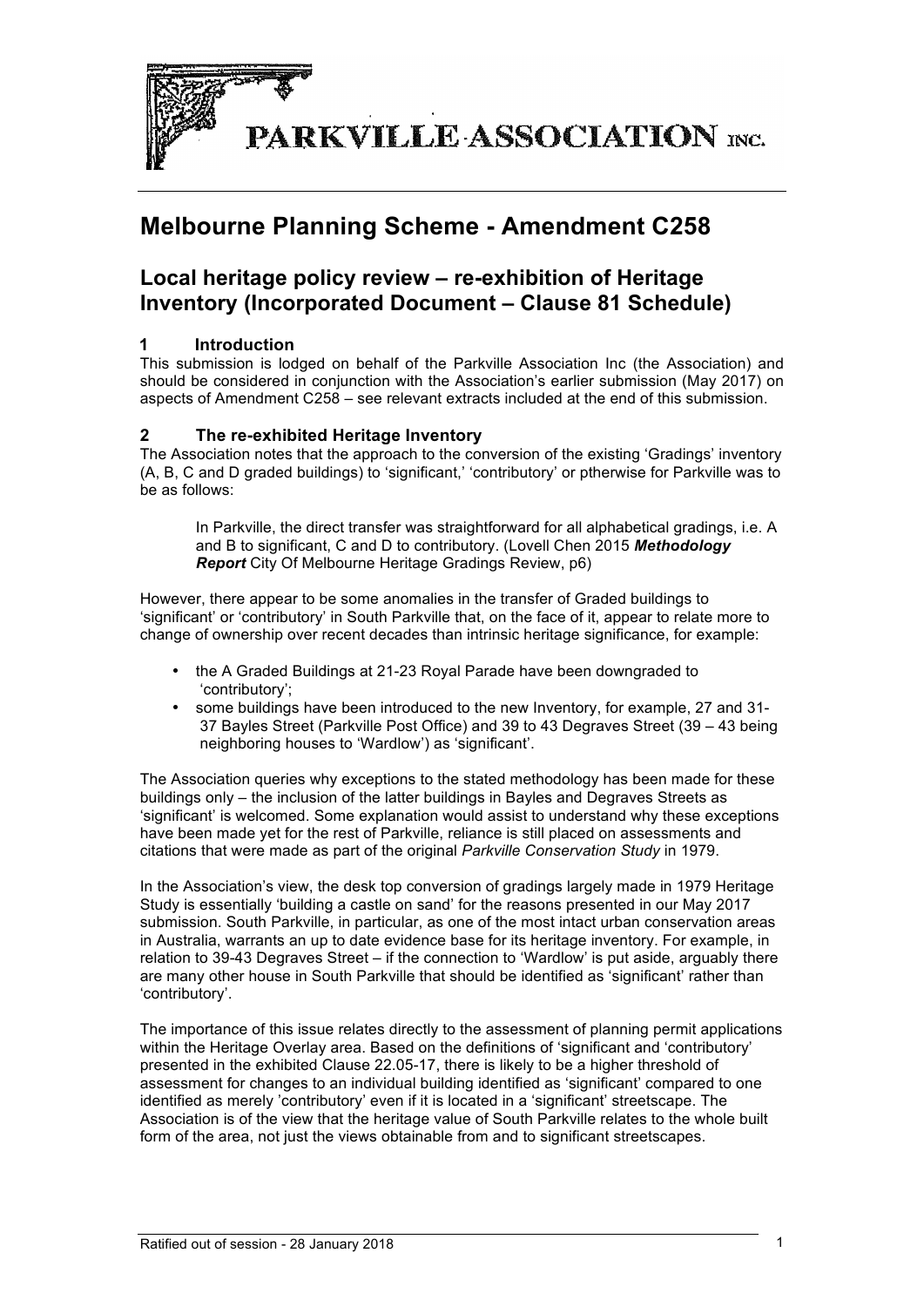PARKVILLE ASSOCIATION INC.

# Melbourne Planning Scheme - Amendment C258

## Local heritage policy review – re-exhibition of Heritage Inventory (Incorporated Document – Clause 81 Schedule)

### 1 Introduction

This submission is lodged on behalf of the Parkville Association Inc (the Association) and should be considered in conjunction with the Association's earlier submission (May 2017) on aspects of Amendment C258 – see relevant extracts included at the end of this submission.

### 2 The re-exhibited Heritage Inventory

The Association notes that the approach to the conversion of the existing 'Gradings' inventory (A, B, C and D graded buildings) to 'significant,' 'contributory' or ptherwise for Parkville was to be as follows:

> In Parkville, the direct transfer was straightforward for all alphabetical gradings, i.e. A and B to significant, C and D to contributory. (Lovell Chen 2015 ***Methodology Report*** City Of Melbourne Heritage Gradings Review, p6)

However, there appear to be some anomalies in the transfer of Graded buildings to 'significant' or 'contributory' in South Parkville that, on the face of it, appear to relate more to change of ownership over recent decades than intrinsic heritage significance, for example:

- the A Graded Buildings at 21-23 Royal Parade have been downgraded to 'contributory';
- some buildings have been introduced to the new Inventory, for example, 27 and 31-37 Bayles Street (Parkville Post Office) and 39 to 43 Degraves Street (39 – 43 being neighboring houses to 'Wardlow') as 'significant'.

The Association queries why exceptions to the stated methodology has been made for these buildings only – the inclusion of the latter buildings in Bayles and Degraves Streets as 'significant' is welcomed. Some explanation would assist to understand why these exceptions have been made yet for the rest of Parkville, reliance is still placed on assessments and citations that were made as part of the original *Parkville Conservation Study* in 1979.

In the Association's view, the desk top conversion of gradings largely made in 1979 Heritage Study is essentially 'building a castle on sand' for the reasons presented in our May 2017 submission. South Parkville, in particular, as one of the most intact urban conservation areas in Australia, warrants an up to date evidence base for its heritage inventory. For example, in relation to 39-43 Degraves Street – if the connection to 'Wardlow' is put aside, arguably there are many other house in South Parkville that should be identified as 'significant' rather than 'contributory'.

The importance of this issue relates directly to the assessment of planning permit applications within the Heritage Overlay area. Based on the definitions of 'significant and 'contributory' presented in the exhibited Clause 22.05-17, there is likely to be a higher threshold of assessment for changes to an individual building identified as 'significant' compared to one identified as merely 'contributory' even if it is located in a 'significant' streetscape. The Association is of the view that the heritage value of South Parkville relates to the whole built form of the area, not just the views obtainable from and to significant streetscapes.

Ratified out of session - 28 January 2018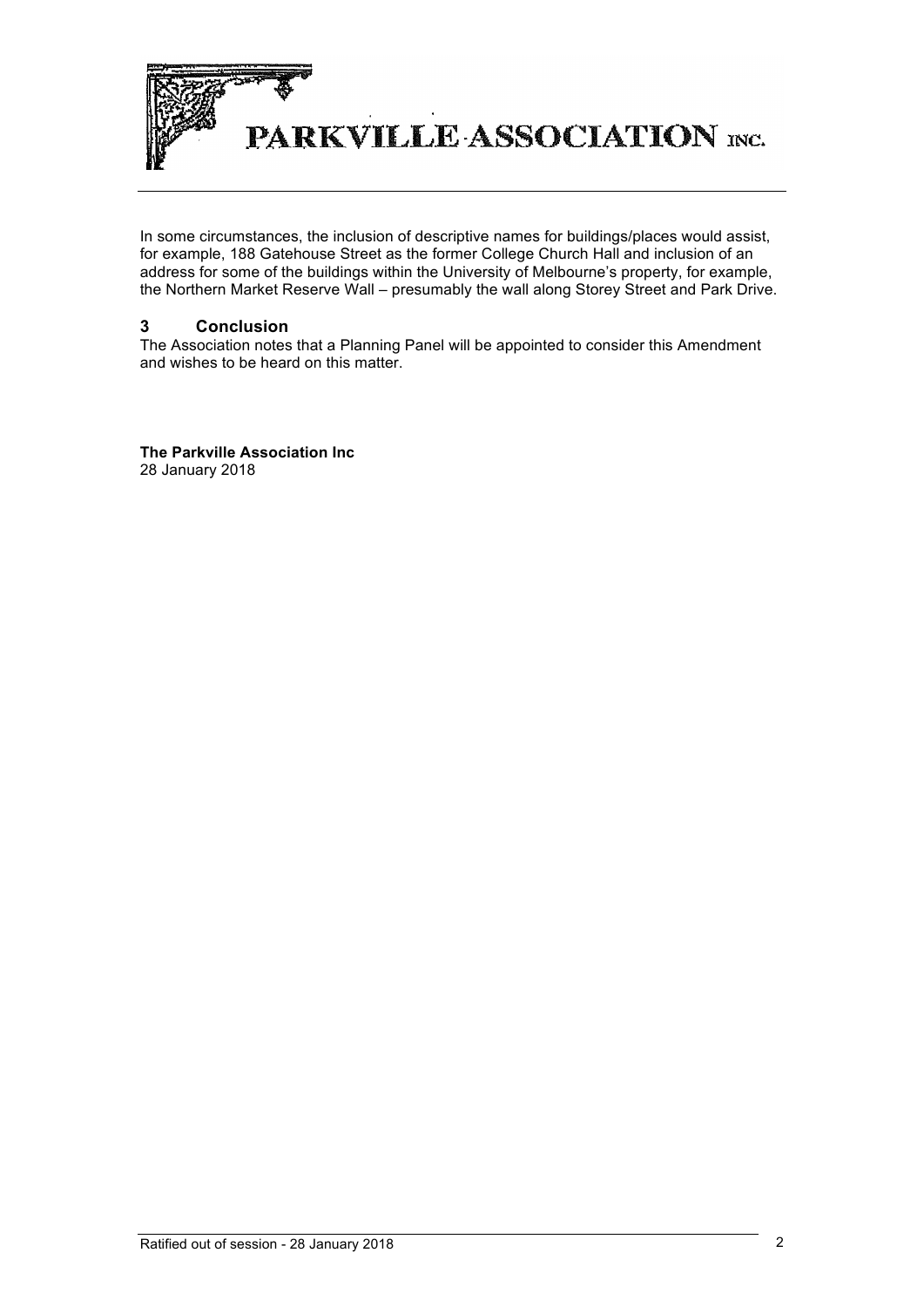In some circumstances, the inclusion of descriptive names for buildings/places would assist, for example, 188 Gatehouse Street as the former College Church Hall and inclusion of an address for some of the buildings within the University of Melbourne's property, for example, the Northern Market Reserve Wall – presumably the wall along Storey Street and Park Drive.

## 3 Conclusion

The Association notes that a Planning Panel will be appointed to consider this Amendment and wishes to be heard on this matter.

**The Parkville Association Inc**
28 January 2018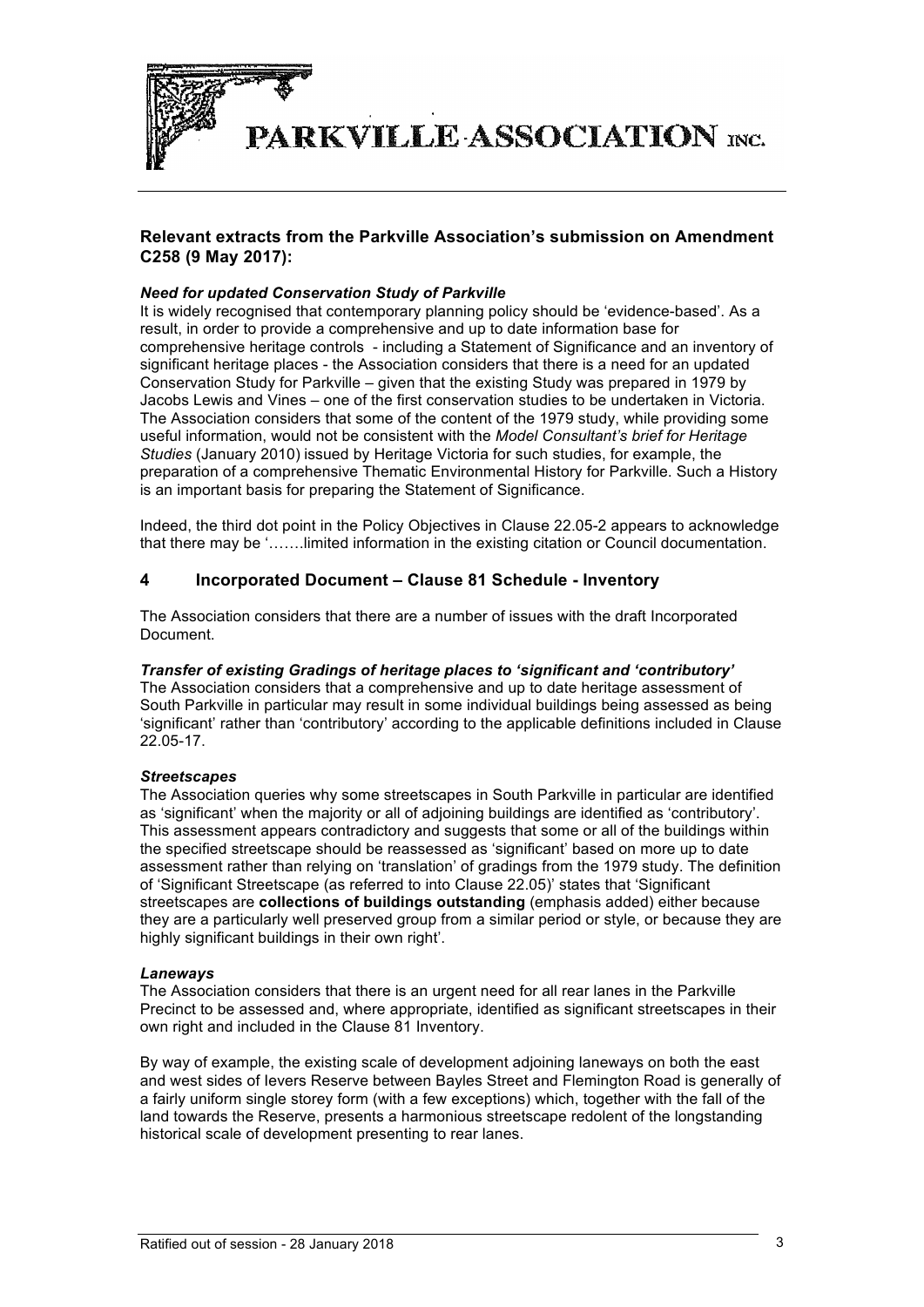PARKVILLE ASSOCIATION INC.

### Relevant extracts from the Parkville Association's submission on Amendment C258 (9 May 2017):

***Need for updated Conservation Study of Parkville***

It is widely recognised that contemporary planning policy should be 'evidence-based'. As a result, in order to provide a comprehensive and up to date information base for comprehensive heritage controls - including a Statement of Significance and an inventory of significant heritage places - the Association considers that there is a need for an updated Conservation Study for Parkville – given that the existing Study was prepared in 1979 by Jacobs Lewis and Vines – one of the first conservation studies to be undertaken in Victoria. The Association considers that some of the content of the 1979 study, while providing some useful information, would not be consistent with the *Model Consultant's brief for Heritage Studies* (January 2010) issued by Heritage Victoria for such studies, for example, the preparation of a comprehensive Thematic Environmental History for Parkville. Such a History is an important basis for preparing the Statement of Significance.

Indeed, the third dot point in the Policy Objectives in Clause 22.05-2 appears to acknowledge that there may be '…….limited information in the existing citation or Council documentation.

## 4 Incorporated Document – Clause 81 Schedule - Inventory

The Association considers that there are a number of issues with the draft Incorporated Document.

***Transfer of existing Gradings of heritage places to 'significant and 'contributory'***

The Association considers that a comprehensive and up to date heritage assessment of South Parkville in particular may result in some individual buildings being assessed as being 'significant' rather than 'contributory' according to the applicable definitions included in Clause 22.05-17.

***Streetscapes***

The Association queries why some streetscapes in South Parkville in particular are identified as 'significant' when the majority or all of adjoining buildings are identified as 'contributory'. This assessment appears contradictory and suggests that some or all of the buildings within the specified streetscape should be reassessed as 'significant' based on more up to date assessment rather than relying on 'translation' of gradings from the 1979 study. The definition of 'Significant Streetscape (as referred to into Clause 22.05)' states that 'Significant streetscapes are **collections of buildings outstanding** (emphasis added) either because they are a particularly well preserved group from a similar period or style, or because they are highly significant buildings in their own right'.

***Laneways***

The Association considers that there is an urgent need for all rear lanes in the Parkville Precinct to be assessed and, where appropriate, identified as significant streetscapes in their own right and included in the Clause 81 Inventory.

By way of example, the existing scale of development adjoining laneways on both the east and west sides of Ievers Reserve between Bayles Street and Flemington Road is generally of a fairly uniform single storey form (with a few exceptions) which, together with the fall of the land towards the Reserve, presents a harmonious streetscape redolent of the longstanding historical scale of development presenting to rear lanes.

Ratified out of session - 28 January 2018